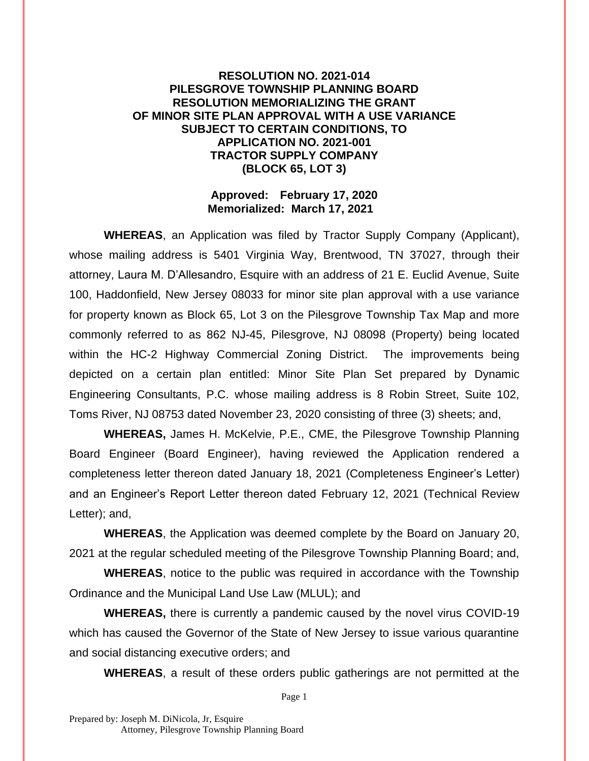**RESOLUTION NO. 2021-014**
**PILESGROVE TOWNSHIP PLANNING BOARD**
**RESOLUTION MEMORIALIZING THE GRANT**
**OF MINOR SITE PLAN APPROVAL WITH A USE VARIANCE**
**SUBJECT TO CERTAIN CONDITIONS, TO**
**APPLICATION NO. 2021-001**
**TRACTOR SUPPLY COMPANY**
**(BLOCK 65, LOT 3)**

**Approved: February 17, 2020**
**Memorialized: March 17, 2021**

**WHEREAS**, an Application was filed by Tractor Supply Company (Applicant), whose mailing address is 5401 Virginia Way, Brentwood, TN 37027, through their attorney, Laura M. D'Allesandro, Esquire with an address of 21 E. Euclid Avenue, Suite 100, Haddonfield, New Jersey 08033 for minor site plan approval with a use variance for property known as Block 65, Lot 3 on the Pilesgrove Township Tax Map and more commonly referred to as 862 NJ-45, Pilesgrove, NJ 08098 (Property) being located within the HC-2 Highway Commercial Zoning District. The improvements being depicted on a certain plan entitled: Minor Site Plan Set prepared by Dynamic Engineering Consultants, P.C. whose mailing address is 8 Robin Street, Suite 102, Toms River, NJ 08753 dated November 23, 2020 consisting of three (3) sheets; and,

**WHEREAS,** James H. McKelvie, P.E., CME, the Pilesgrove Township Planning Board Engineer (Board Engineer), having reviewed the Application rendered a completeness letter thereon dated January 18, 2021 (Completeness Engineer's Letter) and an Engineer's Report Letter thereon dated February 12, 2021 (Technical Review Letter); and,

**WHEREAS**, the Application was deemed complete by the Board on January 20, 2021 at the regular scheduled meeting of the Pilesgrove Township Planning Board; and,

**WHEREAS**, notice to the public was required in accordance with the Township Ordinance and the Municipal Land Use Law (MLUL); and

**WHEREAS,** there is currently a pandemic caused by the novel virus COVID-19 which has caused the Governor of the State of New Jersey to issue various quarantine and social distancing executive orders; and

**WHEREAS**, a result of these orders public gatherings are not permitted at the

Prepared by: Joseph M. DiNicola, Jr, Esquire
Attorney, Pilesgrove Township Planning Board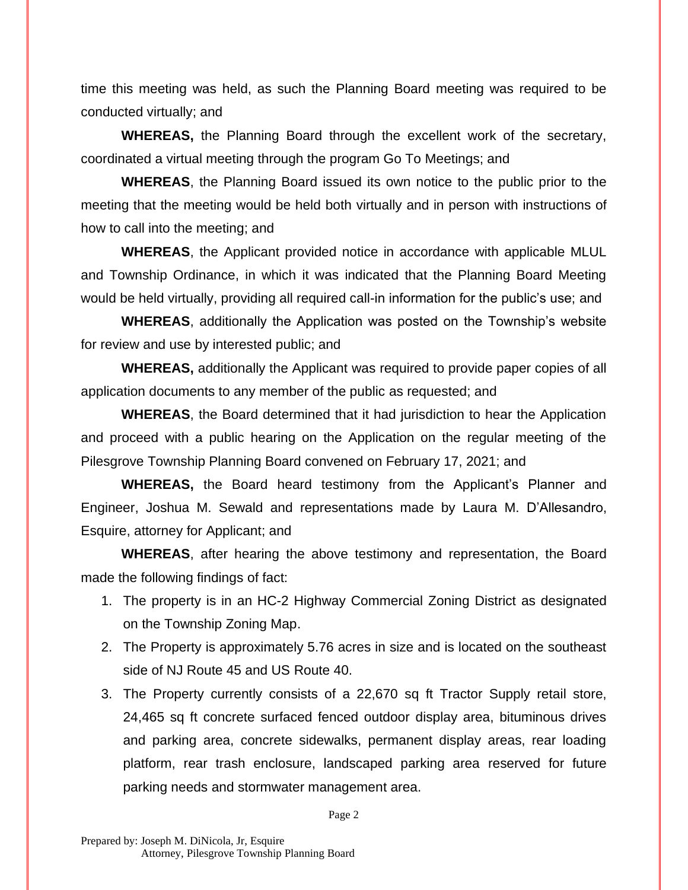time this meeting was held, as such the Planning Board meeting was required to be conducted virtually; and

**WHEREAS,** the Planning Board through the excellent work of the secretary, coordinated a virtual meeting through the program Go To Meetings; and

**WHEREAS**, the Planning Board issued its own notice to the public prior to the meeting that the meeting would be held both virtually and in person with instructions of how to call into the meeting; and

**WHEREAS**, the Applicant provided notice in accordance with applicable MLUL and Township Ordinance, in which it was indicated that the Planning Board Meeting would be held virtually, providing all required call-in information for the public's use; and

**WHEREAS**, additionally the Application was posted on the Township's website for review and use by interested public; and

**WHEREAS,** additionally the Applicant was required to provide paper copies of all application documents to any member of the public as requested; and

**WHEREAS**, the Board determined that it had jurisdiction to hear the Application and proceed with a public hearing on the Application on the regular meeting of the Pilesgrove Township Planning Board convened on February 17, 2021; and

**WHEREAS,** the Board heard testimony from the Applicant's Planner and Engineer, Joshua M. Sewald and representations made by Laura M. D'Allesandro, Esquire, attorney for Applicant; and

**WHEREAS**, after hearing the above testimony and representation, the Board made the following findings of fact:

1. The property is in an HC-2 Highway Commercial Zoning District as designated on the Township Zoning Map.
2. The Property is approximately 5.76 acres in size and is located on the southeast side of NJ Route 45 and US Route 40.
3. The Property currently consists of a 22,670 sq ft Tractor Supply retail store, 24,465 sq ft concrete surfaced fenced outdoor display area, bituminous drives and parking area, concrete sidewalks, permanent display areas, rear loading platform, rear trash enclosure, landscaped parking area reserved for future parking needs and stormwater management area.

Prepared by: Joseph M. DiNicola, Jr, Esquire
Attorney, Pilesgrove Township Planning Board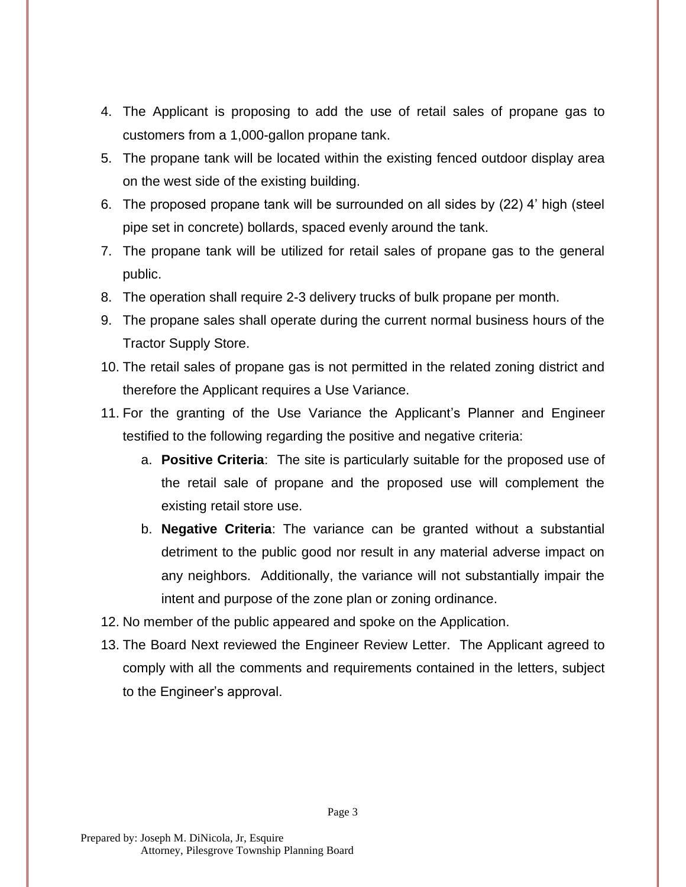4. The Applicant is proposing to add the use of retail sales of propane gas to customers from a 1,000-gallon propane tank.
5. The propane tank will be located within the existing fenced outdoor display area on the west side of the existing building.
6. The proposed propane tank will be surrounded on all sides by (22) 4' high (steel pipe set in concrete) bollards, spaced evenly around the tank.
7. The propane tank will be utilized for retail sales of propane gas to the general public.
8. The operation shall require 2-3 delivery trucks of bulk propane per month.
9. The propane sales shall operate during the current normal business hours of the Tractor Supply Store.
10. The retail sales of propane gas is not permitted in the related zoning district and therefore the Applicant requires a Use Variance.
11. For the granting of the Use Variance the Applicant's Planner and Engineer testified to the following regarding the positive and negative criteria:
    a. **Positive Criteria**: The site is particularly suitable for the proposed use of the retail sale of propane and the proposed use will complement the existing retail store use.
    b. **Negative Criteria**: The variance can be granted without a substantial detriment to the public good nor result in any material adverse impact on any neighbors. Additionally, the variance will not substantially impair the intent and purpose of the zone plan or zoning ordinance.
12. No member of the public appeared and spoke on the Application.
13. The Board Next reviewed the Engineer Review Letter. The Applicant agreed to comply with all the comments and requirements contained in the letters, subject to the Engineer's approval.

Prepared by: Joseph M. DiNicola, Jr, Esquire
Attorney, Pilesgrove Township Planning Board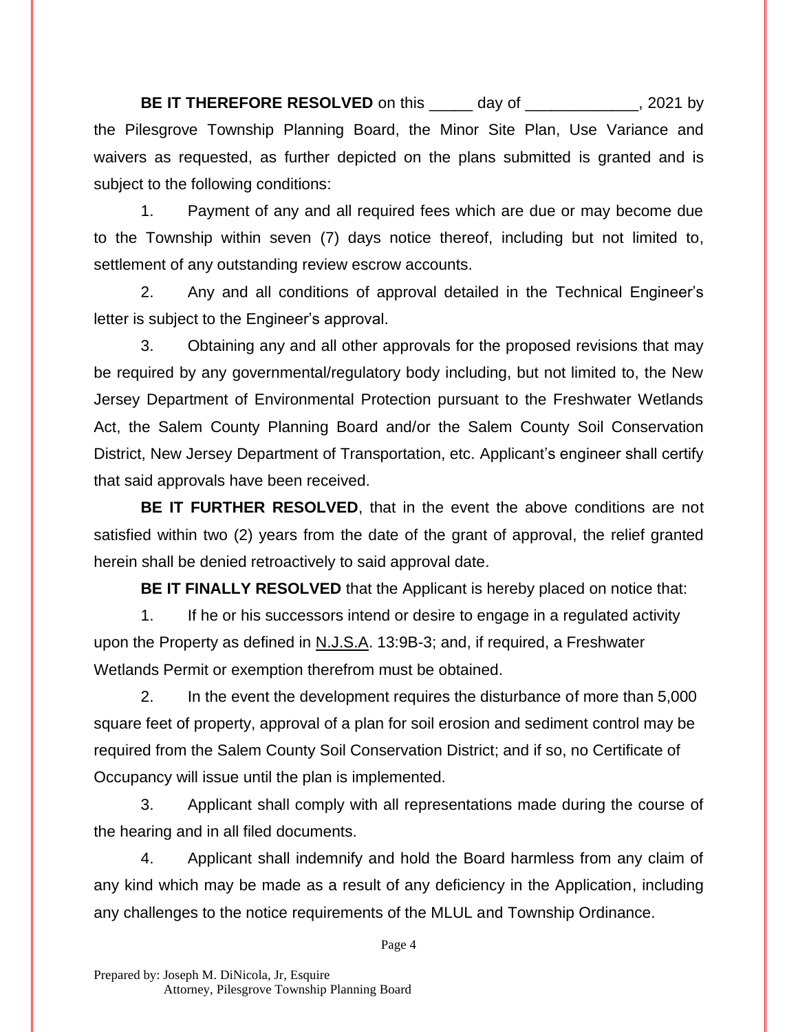**BE IT THEREFORE RESOLVED** on this _____ day of _____________, 2021 by the Pilesgrove Township Planning Board, the Minor Site Plan, Use Variance and waivers as requested, as further depicted on the plans submitted is granted and is subject to the following conditions:

1. Payment of any and all required fees which are due or may become due to the Township within seven (7) days notice thereof, including but not limited to, settlement of any outstanding review escrow accounts.

2. Any and all conditions of approval detailed in the Technical Engineer's letter is subject to the Engineer's approval.

3. Obtaining any and all other approvals for the proposed revisions that may be required by any governmental/regulatory body including, but not limited to, the New Jersey Department of Environmental Protection pursuant to the Freshwater Wetlands Act, the Salem County Planning Board and/or the Salem County Soil Conservation District, New Jersey Department of Transportation, etc. Applicant's engineer shall certify that said approvals have been received.

**BE IT FURTHER RESOLVED**, that in the event the above conditions are not satisfied within two (2) years from the date of the grant of approval, the relief granted herein shall be denied retroactively to said approval date.

**BE IT FINALLY RESOLVED** that the Applicant is hereby placed on notice that:

1. If he or his successors intend or desire to engage in a regulated activity upon the Property as defined in N.J.S.A. 13:9B-3; and, if required, a Freshwater Wetlands Permit or exemption therefrom must be obtained.

2. In the event the development requires the disturbance of more than 5,000 square feet of property, approval of a plan for soil erosion and sediment control may be required from the Salem County Soil Conservation District; and if so, no Certificate of Occupancy will issue until the plan is implemented.

3. Applicant shall comply with all representations made during the course of the hearing and in all filed documents.

4. Applicant shall indemnify and hold the Board harmless from any claim of any kind which may be made as a result of any deficiency in the Application, including any challenges to the notice requirements of the MLUL and Township Ordinance.

Prepared by: Joseph M. DiNicola, Jr, Esquire
Attorney, Pilesgrove Township Planning Board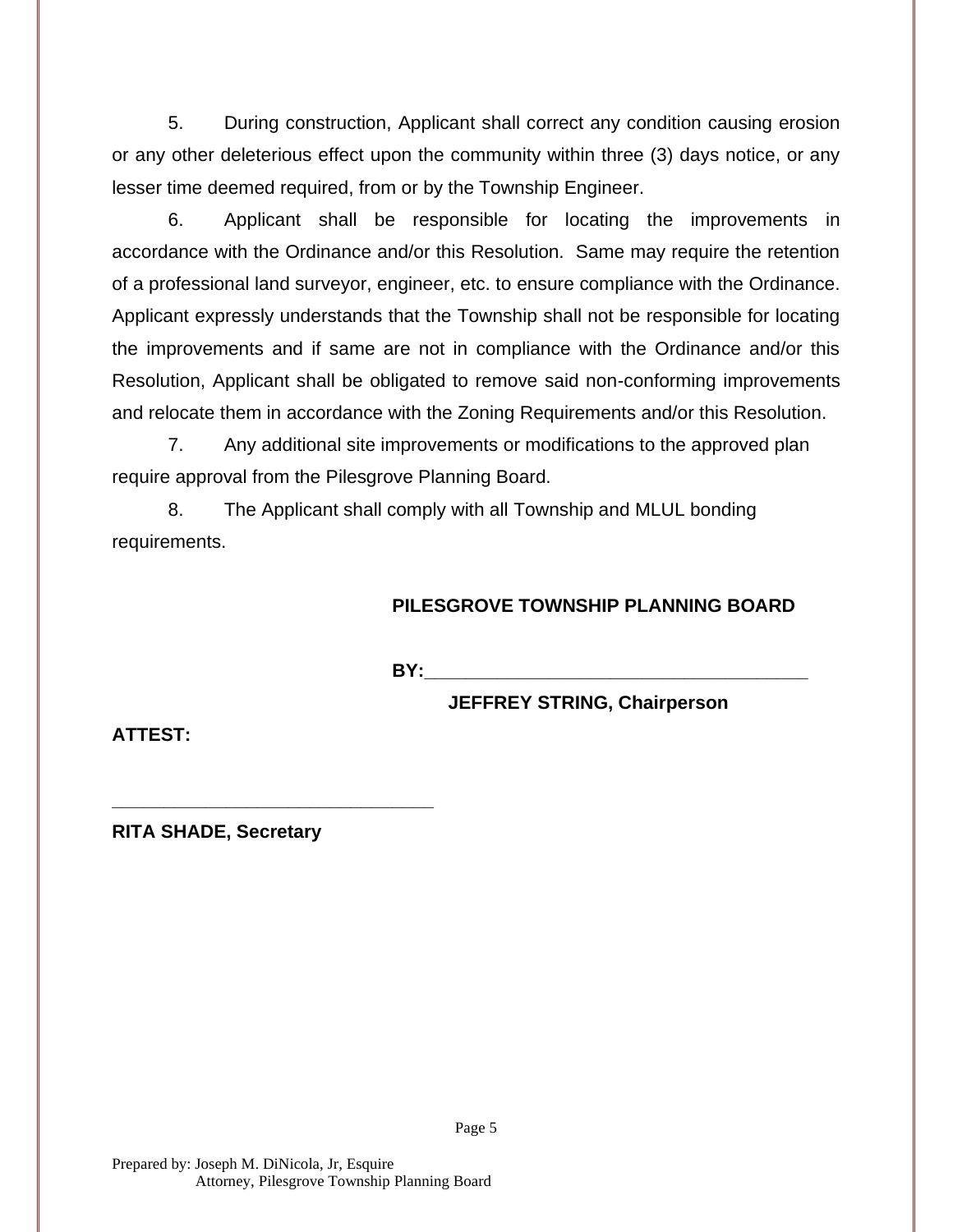5. During construction, Applicant shall correct any condition causing erosion or any other deleterious effect upon the community within three (3) days notice, or any lesser time deemed required, from or by the Township Engineer.

6. Applicant shall be responsible for locating the improvements in accordance with the Ordinance and/or this Resolution. Same may require the retention of a professional land surveyor, engineer, etc. to ensure compliance with the Ordinance. Applicant expressly understands that the Township shall not be responsible for locating the improvements and if same are not in compliance with the Ordinance and/or this Resolution, Applicant shall be obligated to remove said non-conforming improvements and relocate them in accordance with the Zoning Requirements and/or this Resolution.

7. Any additional site improvements or modifications to the approved plan require approval from the Pilesgrove Planning Board.

8. The Applicant shall comply with all Township and MLUL bonding requirements.

**PILESGROVE TOWNSHIP PLANNING BOARD**

**BY:**\_\_\_\_\_\_\_\_\_\_\_\_\_\_\_\_\_\_\_\_\_\_\_\_\_\_\_\_\_\_\_\_\_\_\_\_\_\_\_\_

**JEFFREY STRING, Chairperson**

**ATTEST:**

\_\_\_\_\_\_\_\_\_\_\_\_\_\_\_\_\_\_\_\_\_\_\_\_\_\_\_\_\_\_\_\_\_\_

**RITA SHADE, Secretary**

Prepared by: Joseph M. DiNicola, Jr, Esquire
Attorney, Pilesgrove Township Planning Board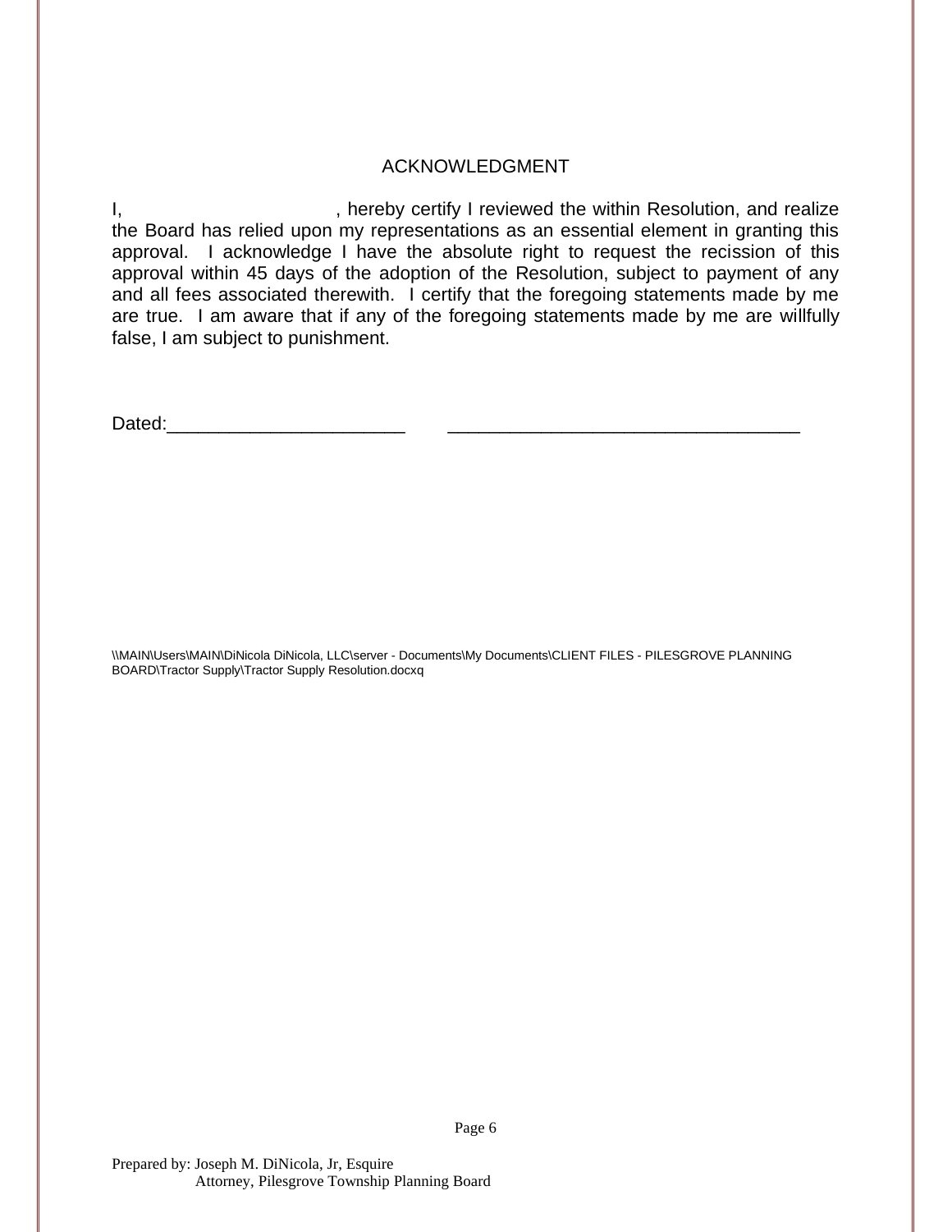## ACKNOWLEDGMENT

I, &nbsp;&nbsp;&nbsp;&nbsp;&nbsp;&nbsp;&nbsp;&nbsp;&nbsp;&nbsp;&nbsp;&nbsp;&nbsp;&nbsp;&nbsp;&nbsp;&nbsp;&nbsp;&nbsp;&nbsp;&nbsp;&nbsp;&nbsp;&nbsp;&nbsp;, hereby certify I reviewed the within Resolution, and realize the Board has relied upon my representations as an essential element in granting this approval. I acknowledge I have the absolute right to request the recission of this approval within 45 days of the adoption of the Resolution, subject to payment of any and all fees associated therewith. I certify that the foregoing statements made by me are true. I am aware that if any of the foregoing statements made by me are willfully false, I am subject to punishment.

Dated:_______________________ &nbsp;&nbsp;&nbsp;&nbsp;&nbsp; __________________________________

\\MAIN\Users\MAIN\DiNicola DiNicola, LLC\server - Documents\My Documents\CLIENT FILES - PILESGROVE PLANNING BOARD\Tractor Supply\Tractor Supply Resolution.docxq

Prepared by: Joseph M. DiNicola, Jr, Esquire
Attorney, Pilesgrove Township Planning Board